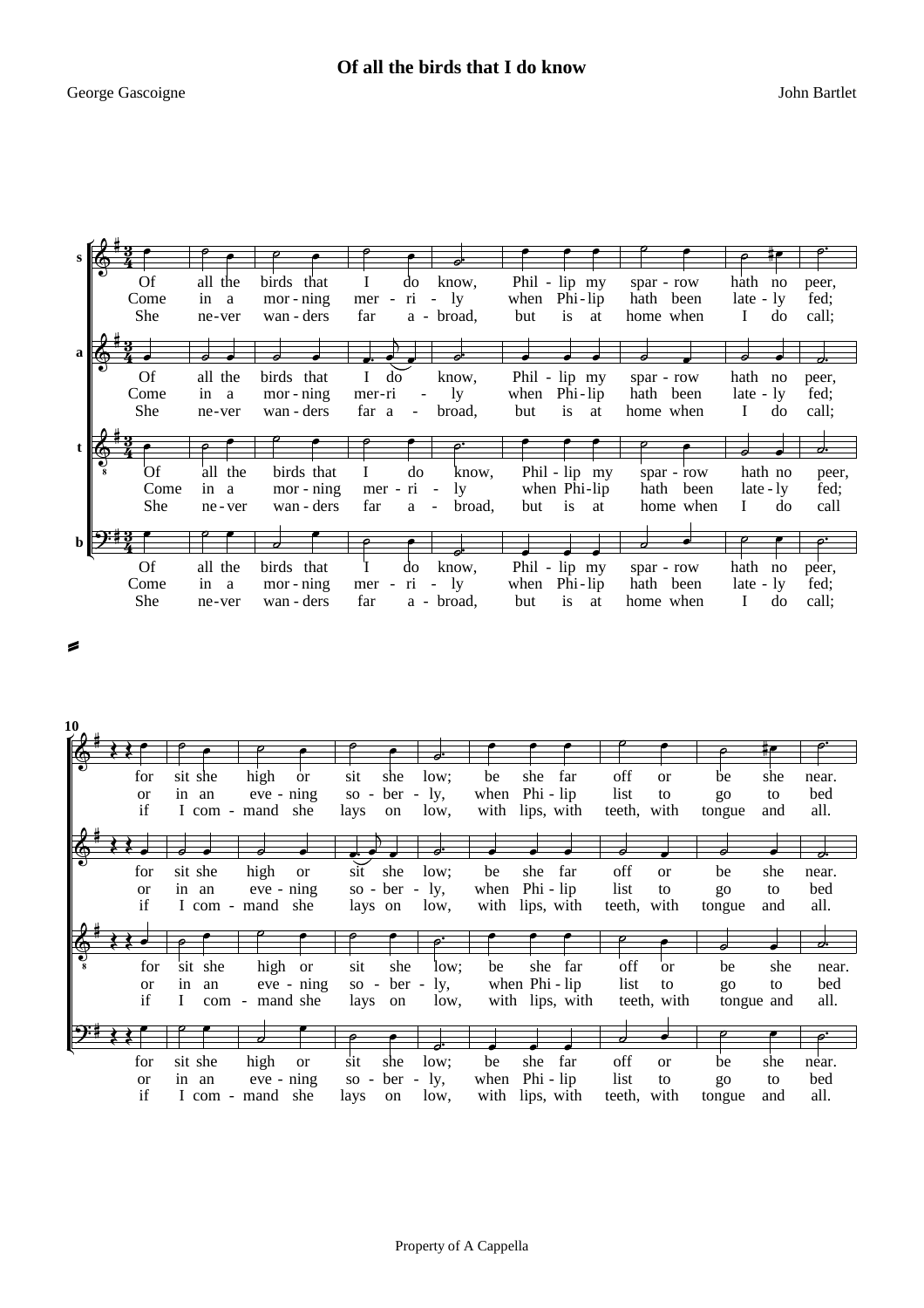# Of all the birds that I do know

George Gascoigne

John Bartlet

Of all the birds that I do know, Phil - lip my spar - row hath no peer,
Come in a mor - ning mer - ri - ly when Phi - lip hath been late - ly fed;
She ne - ver wan - ders far a - broad, but is at home when I do call;

for sit she high or sit she low; be she far off or be she near.
or in an eve - ning so - ber - ly, when Phi - lip list to go to bed
if I com - mand she lays on low, with lips, with teeth, with tongue and all.

Property of A Cappella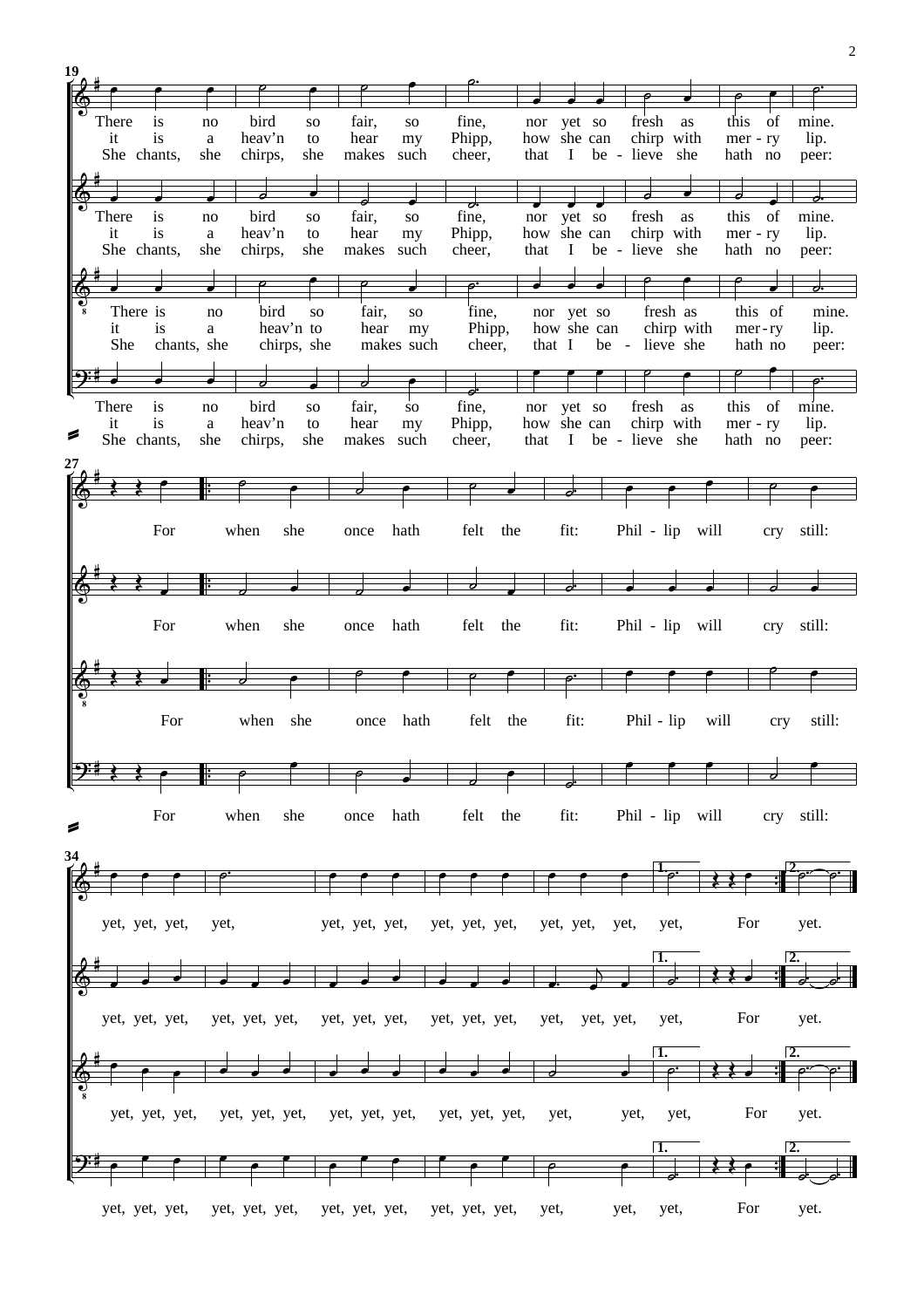19

There is no bird so fair, so fine, nor yet so fresh as this of mine.
it is a heav'n to hear my Phipp, how she can chirp with mer - ry lip.
She chants, she chirps, she makes such cheer, that I be - lieve she hath no peer:

27

For when she once hath felt the fit: Phil - lip will cry still:

34

yet, yet, yet, yet, yet, yet, yet, yet, yet, yet, yet, yet, yet, yet, For yet.